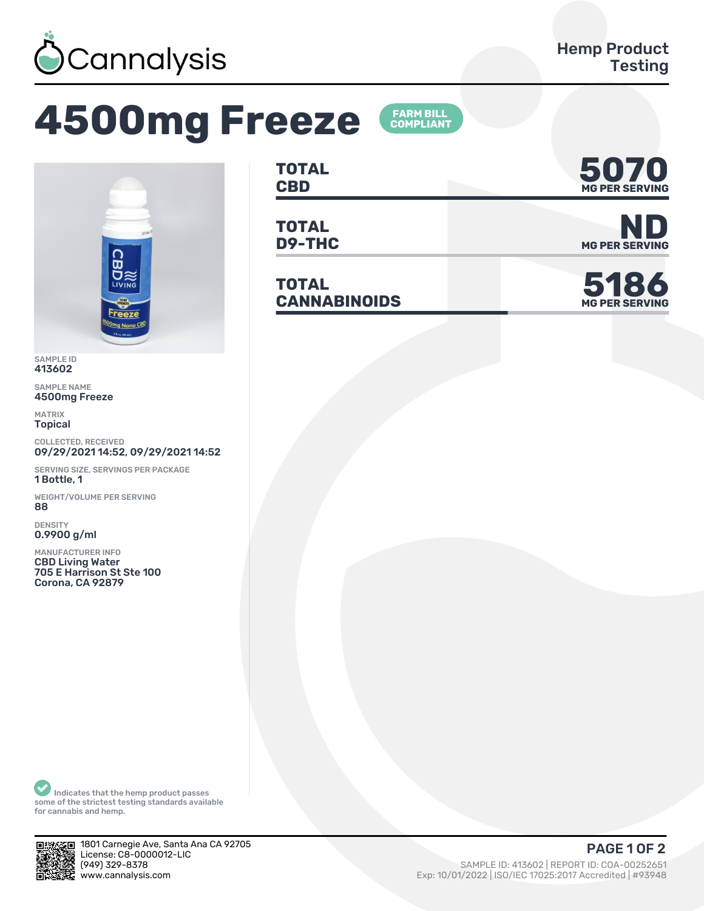Cannalysis

Hemp Product Testing

# 4500mg Freeze

FARM BILL COMPLIANT

| | |
|---|---|
| **TOTAL CBD** | **5070** MG PER SERVING |
| **TOTAL D9-THC** | **ND** MG PER SERVING |
| **TOTAL CANNABINOIDS** | **5186** MG PER SERVING |

SAMPLE ID
413602

SAMPLE NAME
4500mg Freeze

MATRIX
Topical

COLLECTED, RECEIVED
09/29/2021 14:52, 09/29/2021 14:52

SERVING SIZE, SERVINGS PER PACKAGE
1 Bottle, 1

WEIGHT/VOLUME PER SERVING
88

DENSITY
0.9900 g/ml

MANUFACTURER INFO
CBD Living Water
705 E Harrison St Ste 100
Corona, CA 92879

Indicates that the hemp product passes some of the strictest testing standards available for cannabis and hemp.

1801 Carnegie Ave, Santa Ana CA 92705
License: C8-0000012-LIC
(949) 329-8378
www.cannalysis.com

SAMPLE ID: 413602 | REPORT ID: COA-00252651
Exp: 10/01/2022 | ISO/IEC 17025:2017 Accredited | #93948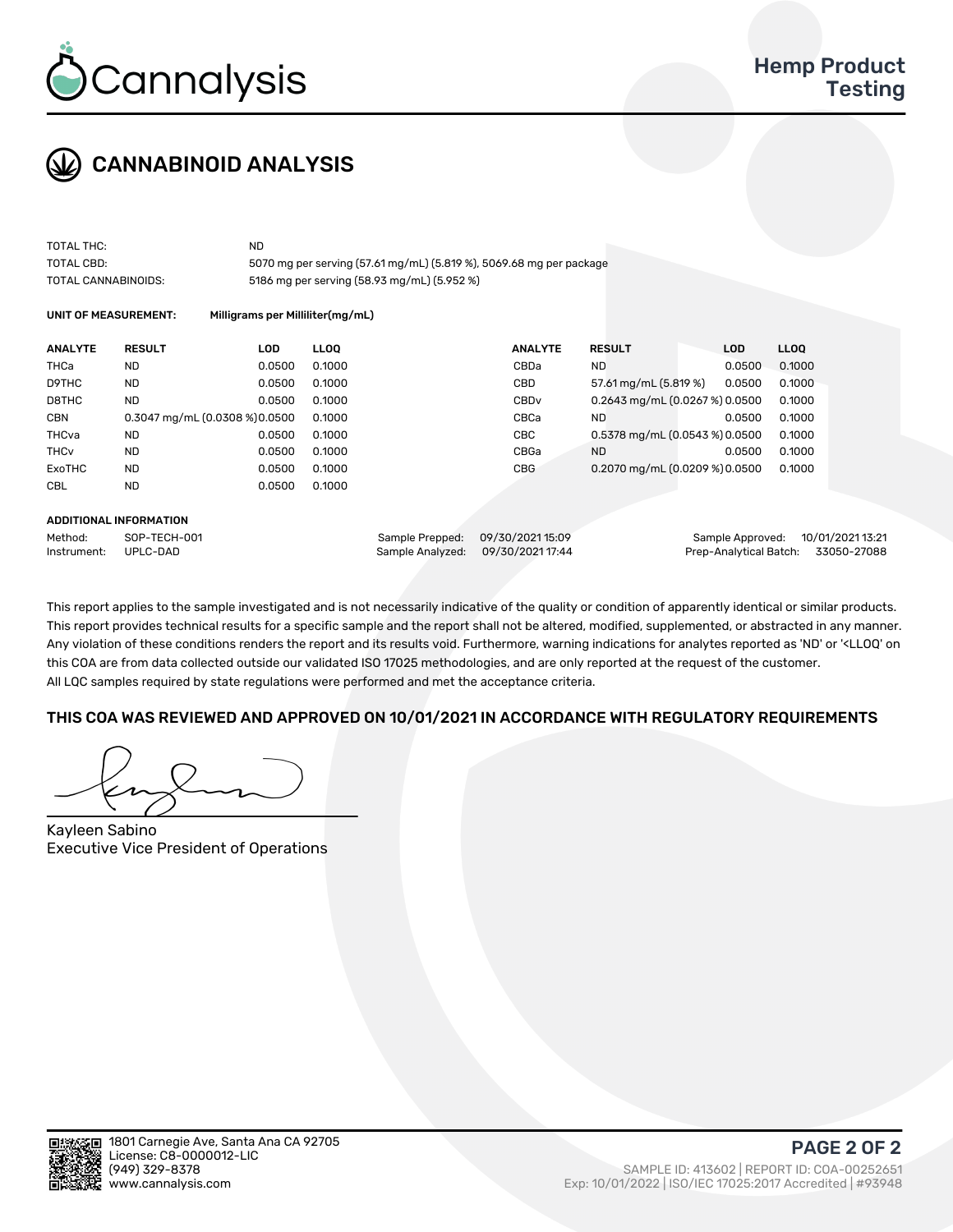Cannalysis

**Hemp Product Testing**

# CANNABINOID ANALYSIS

| | |
|---|---|
| TOTAL THC: | ND |
| TOTAL CBD: | 5070 mg per serving (57.61 mg/mL) (5.819 %), 5069.68 mg per package |
| TOTAL CANNABINOIDS: | 5186 mg per serving (58.93 mg/mL) (5.952 %) |

**UNIT OF MEASUREMENT:** **Milligrams per Milliliter(mg/mL)**

| ANALYTE | RESULT | LOD | LLOQ | ANALYTE | RESULT | LOD | LLOQ |
|---|---|---|---|---|---|---|---|
| THCa | ND | 0.0500 | 0.1000 | CBDa | ND | 0.0500 | 0.1000 |
| D9THC | ND | 0.0500 | 0.1000 | CBD | 57.61 mg/mL (5.819 %) | 0.0500 | 0.1000 |
| D8THC | ND | 0.0500 | 0.1000 | CBDv | 0.2643 mg/mL (0.0267 %) | 0.0500 | 0.1000 |
| CBN | 0.3047 mg/mL (0.0308 %) | 0.0500 | 0.1000 | CBCa | ND | 0.0500 | 0.1000 |
| THCva | ND | 0.0500 | 0.1000 | CBC | 0.5378 mg/mL (0.0543 %) | 0.0500 | 0.1000 |
| THCv | ND | 0.0500 | 0.1000 | CBGa | ND | 0.0500 | 0.1000 |
| ExoTHC | ND | 0.0500 | 0.1000 | CBG | 0.2070 mg/mL (0.0209 %) | 0.0500 | 0.1000 |
| CBL | ND | 0.0500 | 0.1000 | | | | |

**ADDITIONAL INFORMATION**

| | | | | | |
|---|---|---|---|---|---|
| Method: | SOP-TECH-001 | Sample Prepped: | 09/30/2021 15:09 | Sample Approved: | 10/01/2021 13:21 |
| Instrument: | UPLC-DAD | Sample Analyzed: | 09/30/2021 17:44 | Prep-Analytical Batch: | 33050-27088 |

This report applies to the sample investigated and is not necessarily indicative of the quality or condition of apparently identical or similar products. This report provides technical results for a specific sample and the report shall not be altered, modified, supplemented, or abstracted in any manner. Any violation of these conditions renders the report and its results void. Furthermore, warning indications for analytes reported as 'ND' or '<LLOQ' on this COA are from data collected outside our validated ISO 17025 methodologies, and are only reported at the request of the customer. All LQC samples required by state regulations were performed and met the acceptance criteria.

**THIS COA WAS REVIEWED AND APPROVED ON 10/01/2021 IN ACCORDANCE WITH REGULATORY REQUIREMENTS**

Kayleen Sabino
Executive Vice President of Operations

1801 Carnegie Ave, Santa Ana CA 92705
License: C8-0000012-LIC
(949) 329-8378
www.cannalysis.com

SAMPLE ID: 413602 | REPORT ID: COA-00252651
Exp: 10/01/2022 | ISO/IEC 17025:2017 Accredited | #93948